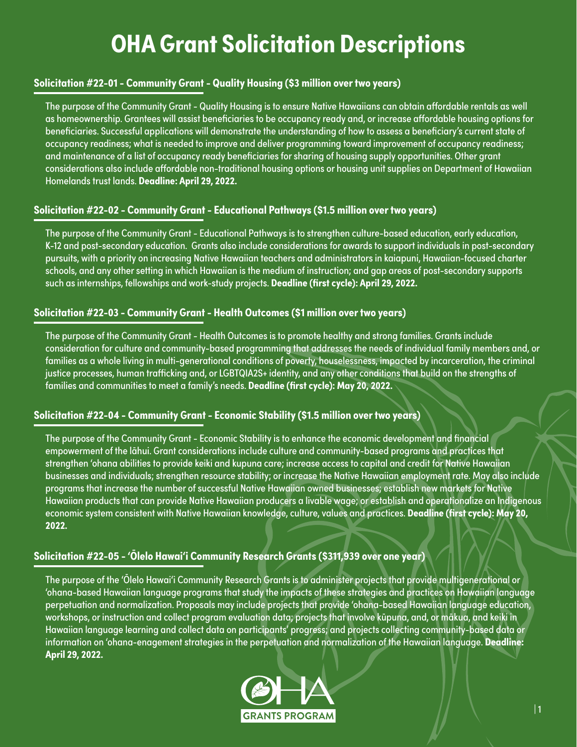# OHA Grant Solicitation Descriptions

## Solicitation #22-01 - Community Grant - Quality Housing ($3 million over two years)

The purpose of the Community Grant - Quality Housing is to ensure Native Hawaiians can obtain affordable rentals as well as homeownership. Grantees will assist beneficiaries to be occupancy ready and, or increase affordable housing options for beneficiaries. Successful applications will demonstrate the understanding of how to assess a beneficiary's current state of occupancy readiness; what is needed to improve and deliver programming toward improvement of occupancy readiness; and maintenance of a list of occupancy ready beneficiaries for sharing of housing supply opportunities. Other grant considerations also include affordable non-traditional housing options or housing unit supplies on Department of Hawaiian Homelands trust lands. **Deadline: April 29, 2022.**

## Solicitation #22-02 - Community Grant - Educational Pathways ($1.5 million over two years)

The purpose of the Community Grant - Educational Pathways is to strengthen culture-based education, early education, K-12 and post-secondary education. Grants also include considerations for awards to support individuals in post-secondary pursuits, with a priority on increasing Native Hawaiian teachers and administrators in kaiapuni, Hawaiian-focused charter schools, and any other setting in which Hawaiian is the medium of instruction; and gap areas of post-secondary supports such as internships, fellowships and work-study projects. **Deadline (first cycle): April 29, 2022.**

## Solicitation #22-03 - Community Grant - Health Outcomes ($1 million over two years)

The purpose of the Community Grant - Health Outcomes is to promote healthy and strong families. Grants include consideration for culture and community-based programming that addresses the needs of individual family members and, or families as a whole living in multi-generational conditions of poverty, houselessness, impacted by incarceration, the criminal justice processes, human trafficking and, or LGBTQIA2S+ identity, and any other conditions that build on the strengths of families and communities to meet a family's needs. **Deadline (first cycle): May 20, 2022.**

## Solicitation #22-04 - Community Grant - Economic Stability ($1.5 million over two years)

The purpose of the Community Grant - Economic Stability is to enhance the economic development and financial empowerment of the lāhui. Grant considerations include culture and community-based programs and practices that strengthen ʻohana abilities to provide keiki and kupuna care; increase access to capital and credit for Native Hawaiian businesses and individuals; strengthen resource stability; or increase the Native Hawaiian employment rate. May also include programs that increase the number of successful Native Hawaiian owned businesses; establish new markets for Native Hawaiian products that can provide Native Hawaiian producers a livable wage; or establish and operationalize an Indigenous economic system consistent with Native Hawaiian knowledge, culture, values and practices. **Deadline (first cycle): May 20, 2022.**

## Solicitation #22-05 - ʻŌlelo Hawaiʻi Community Research Grants ($311,939 over one year)

The purpose of the ʻŌlelo Hawaiʻi Community Research Grants is to administer projects that provide multigenerational or ʻohana-based Hawaiian language programs that study the impacts of these strategies and practices on Hawaiian language perpetuation and normalization. Proposals may include projects that provide ʻohana-based Hawaiian language education, workshops, or instruction and collect program evaluation data; projects that involve kūpuna, and, or mākua, and keiki in Hawaiian language learning and collect data on participants' progress; and projects collecting community-based data or information on ʻohana-enagement strategies in the perpetuation and normalization of the Hawaiian language. **Deadline: April 29, 2022.**

OHA GRANTS PROGRAM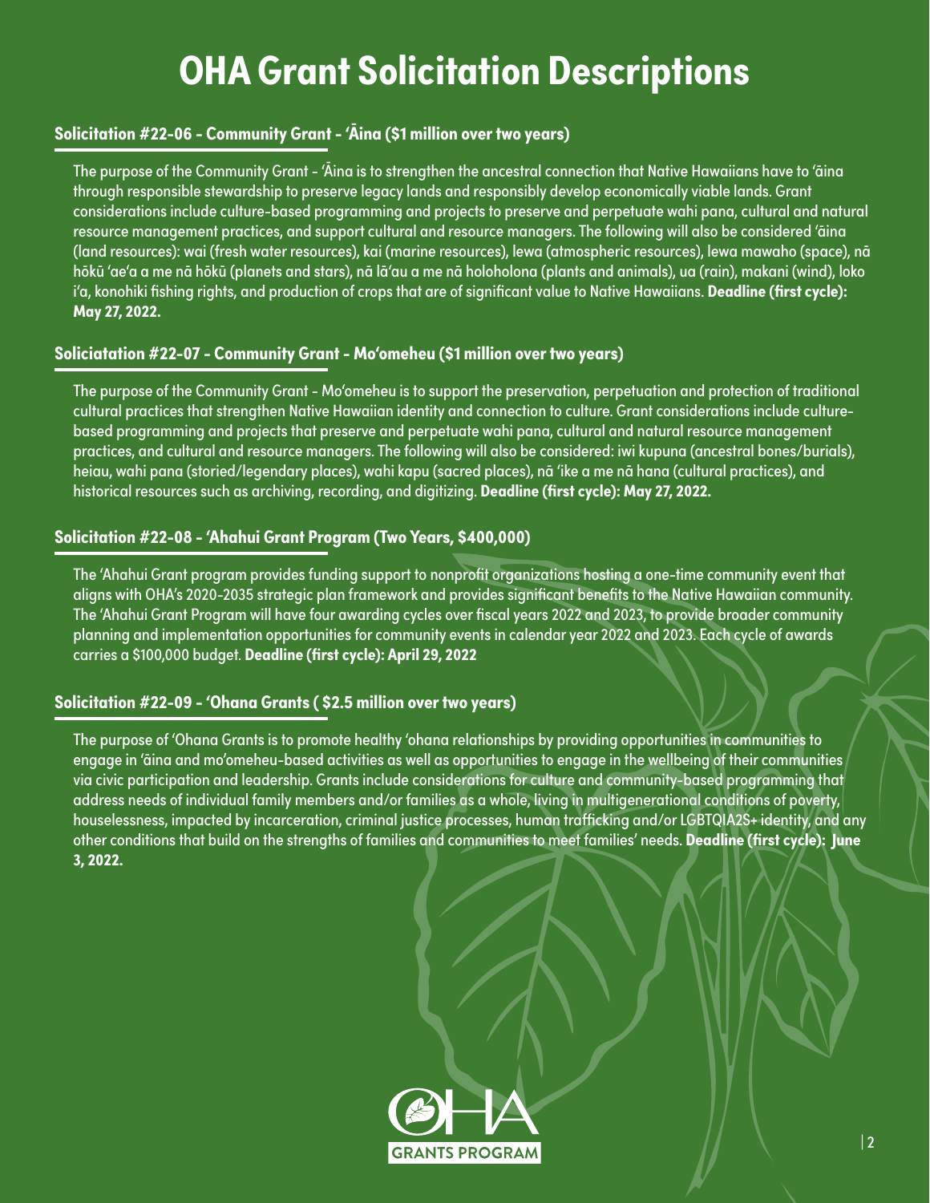# OHA Grant Solicitation Descriptions

## Solicitation #22-06 - Community Grant - ʻĀina ($1 million over two years)

The purpose of the Community Grant - ʻĀina is to strengthen the ancestral connection that Native Hawaiians have to ʻāina through responsible stewardship to preserve legacy lands and responsibly develop economically viable lands. Grant considerations include culture-based programming and projects to preserve and perpetuate wahi pana, cultural and natural resource management practices, and support cultural and resource managers. The following will also be considered ʻāina (land resources): wai (fresh water resources), kai (marine resources), lewa (atmospheric resources), lewa mawaho (space), nā hōkū ʻaeʻa a me nā hōkū (planets and stars), nā lāʻau a me nā holoholona (plants and animals), ua (rain), makani (wind), loko iʻa, konohiki fishing rights, and production of crops that are of significant value to Native Hawaiians. **Deadline (first cycle): May 27, 2022.**

## Soliciatation #22-07 - Community Grant - Moʻomeheu ($1 million over two years)

The purpose of the Community Grant - Moʻomeheu is to support the preservation, perpetuation and protection of traditional cultural practices that strengthen Native Hawaiian identity and connection to culture. Grant considerations include culture-based programming and projects that preserve and perpetuate wahi pana, cultural and natural resource management practices, and cultural and resource managers. The following will also be considered: iwi kupuna (ancestral bones/burials), heiau, wahi pana (storied/legendary places), wahi kapu (sacred places), nā ʻike a me nā hana (cultural practices), and historical resources such as archiving, recording, and digitizing. **Deadline (first cycle): May 27, 2022.**

## Solicitation #22-08 - ʻAhahui Grant Program (Two Years, $400,000)

The ʻAhahui Grant program provides funding support to nonprofit organizations hosting a one-time community event that aligns with OHA's 2020-2035 strategic plan framework and provides significant benefits to the Native Hawaiian community. The ʻAhahui Grant Program will have four awarding cycles over fiscal years 2022 and 2023, to provide broader community planning and implementation opportunities for community events in calendar year 2022 and 2023. Each cycle of awards carries a $100,000 budget. **Deadline (first cycle): April 29, 2022**

## Solicitation #22-09 - ʻOhana Grants ( $2.5 million over two years)

The purpose of ʻOhana Grants is to promote healthy ʻohana relationships by providing opportunities in communities to engage in ʻāina and moʻomeheu-based activities as well as opportunities to engage in the wellbeing of their communities via civic participation and leadership. Grants include considerations for culture and community-based programming that address needs of individual family members and/or families as a whole, living in multigenerational conditions of poverty, houselessness, impacted by incarceration, criminal justice processes, human trafficking and/or LGBTQIA2S+ identity, and any other conditions that build on the strengths of families and communities to meet families' needs. **Deadline (first cycle): June 3, 2022.**

OHA GRANTS PROGRAM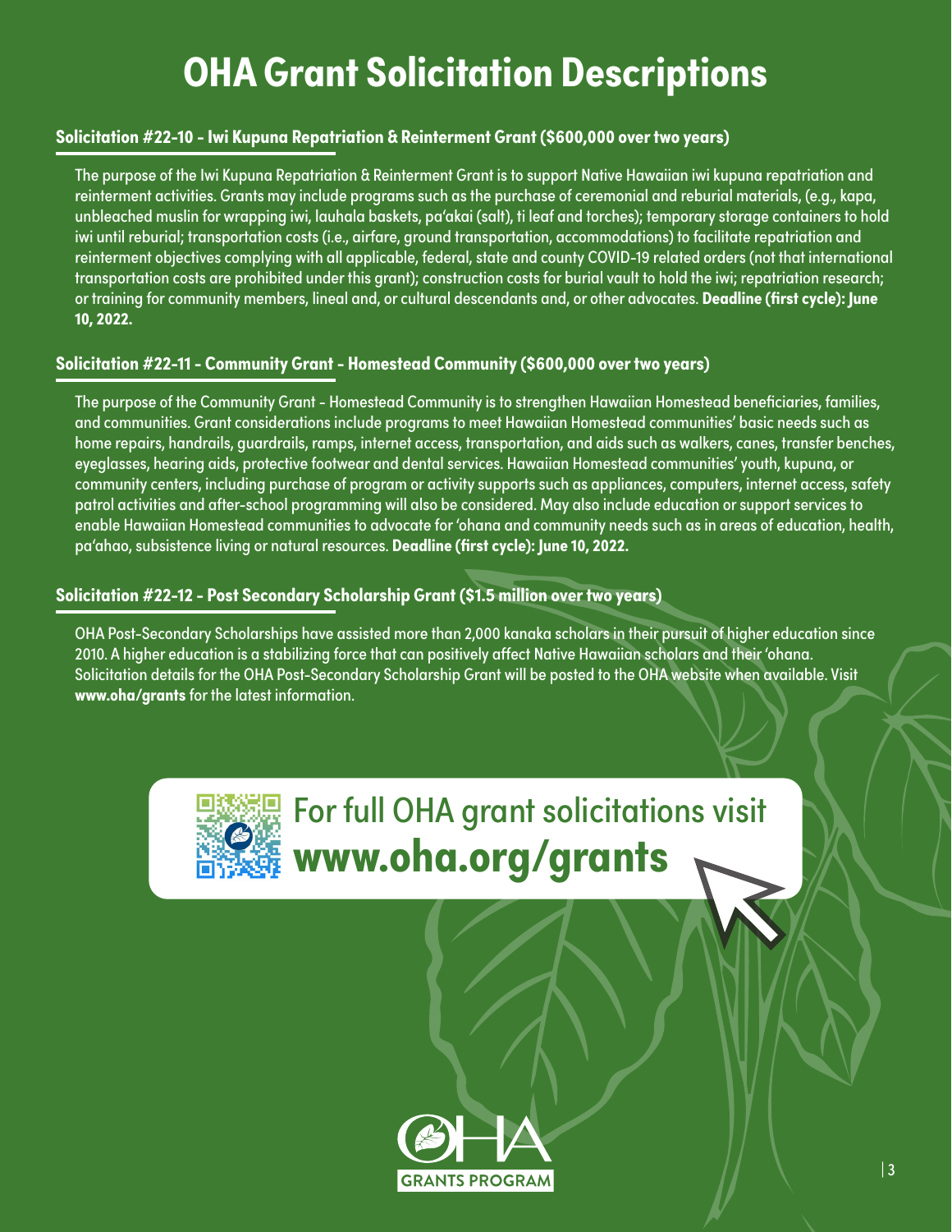# OHA Grant Solicitation Descriptions

### Solicitation #22-10 - Iwi Kupuna Repatriation & Reinterment Grant ($600,000 over two years)

The purpose of the Iwi Kupuna Repatriation & Reinterment Grant is to support Native Hawaiian iwi kupuna repatriation and reinterment activities. Grants may include programs such as the purchase of ceremonial and reburial materials, (e.g., kapa, unbleached muslin for wrapping iwi, lauhala baskets, pa'akai (salt), ti leaf and torches); temporary storage containers to hold iwi until reburial; transportation costs (i.e., airfare, ground transportation, accommodations) to facilitate repatriation and reinterment objectives complying with all applicable, federal, state and county COVID-19 related orders (not that international transportation costs are prohibited under this grant); construction costs for burial vault to hold the iwi; repatriation research; or training for community members, lineal and, or cultural descendants and, or other advocates. **Deadline (first cycle): June 10, 2022.**

### Solicitation #22-11 - Community Grant - Homestead Community ($600,000 over two years)

The purpose of the Community Grant - Homestead Community is to strengthen Hawaiian Homestead beneficiaries, families, and communities. Grant considerations include programs to meet Hawaiian Homestead communities' basic needs such as home repairs, handrails, guardrails, ramps, internet access, transportation, and aids such as walkers, canes, transfer benches, eyeglasses, hearing aids, protective footwear and dental services. Hawaiian Homestead communities' youth, kupuna, or community centers, including purchase of program or activity supports such as appliances, computers, internet access, safety patrol activities and after-school programming will also be considered. May also include education or support services to enable Hawaiian Homestead communities to advocate for 'ohana and community needs such as in areas of education, health, pa'ahao, subsistence living or natural resources. **Deadline (first cycle): June 10, 2022.**

### Solicitation #22-12 - Post Secondary Scholarship Grant ($1.5 million over two years)

OHA Post-Secondary Scholarships have assisted more than 2,000 kanaka scholars in their pursuit of higher education since 2010. A higher education is a stabilizing force that can positively affect Native Hawaiian scholars and their 'ohana. Solicitation details for the OHA Post-Secondary Scholarship Grant will be posted to the OHA website when available. Visit **www.oha/grants** for the latest information.

For full OHA grant solicitations visit
**www.oha.org/grants**

OHA GRANTS PROGRAM